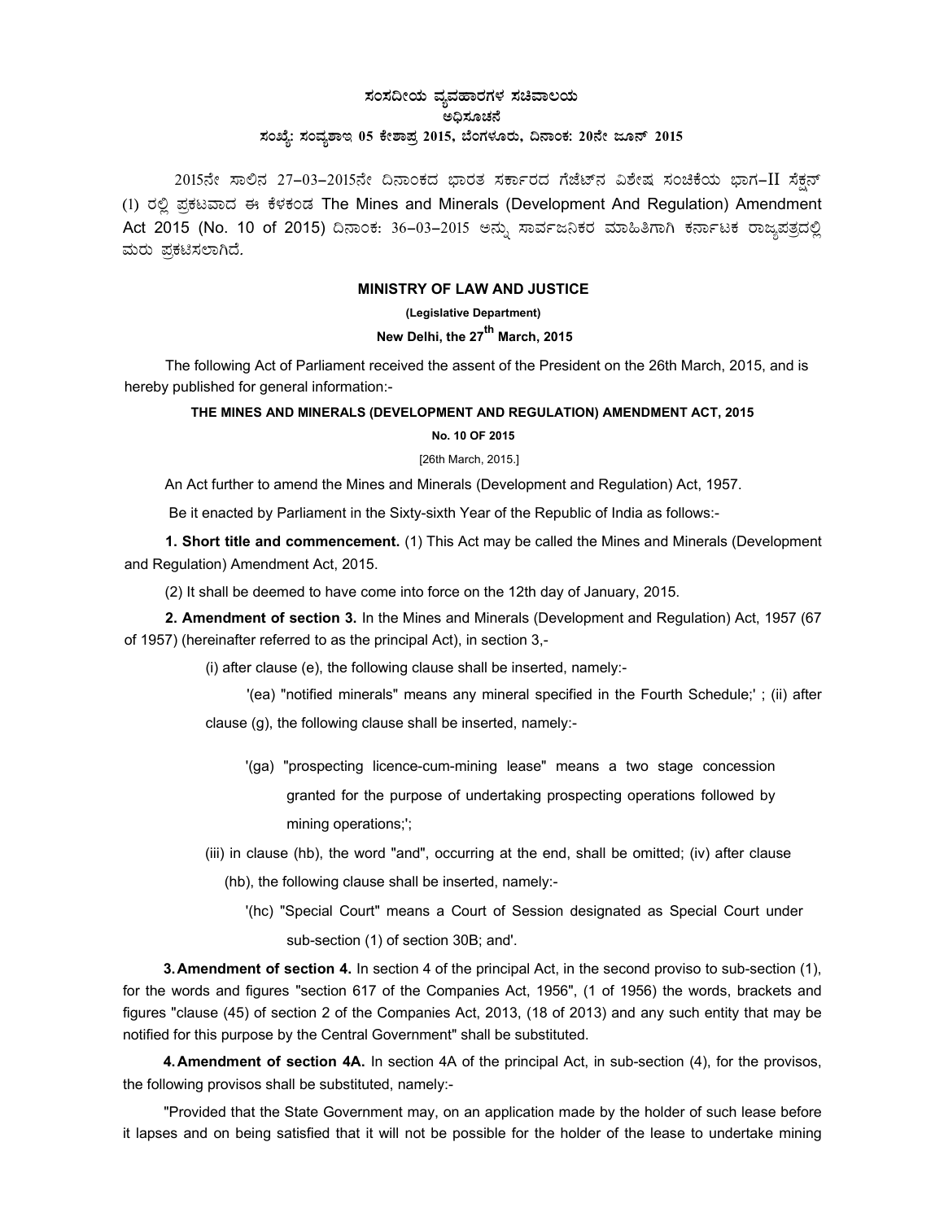**ಸಂಸದೀಯ ವ್ಯವಹಾರಗಳ ಸಚಿವಾಲಯ**

**ಅಧಿಸೂಚನೆ**

**ಸಂಖ್ಯೆ: ಸಂವ್ಯಶಾಇ 05 ಕೇಶಾಪ್ರ 2015, ಬೆಂಗಳೂರು, ದಿನಾಂಕ: 20ನೇ ಜೂನ್ 2015**

2015ನೇ ಸಾಲಿನ 27-03-2015ನೇ ದಿನಾಂಕದ ಭಾರತ ಸರ್ಕಾರದ ಗೆಜೆಟ್‌ನ ವಿಶೇಷ ಸಂಚಿಕೆಯ ಭಾಗ-II ಸೆಕ್ಷನ್ (1) ರಲ್ಲಿ ಪ್ರಕಟವಾದ ಈ ಕೆಳಕಂಡ The Mines and Minerals (Development And Regulation) Amendment Act 2015 (No. 10 of 2015) ದಿನಾಂಕ: 36-03-2015 ಅನ್ನು ಸಾರ್ವಜನಿಕರ ಮಾಹಿತಿಗಾಗಿ ಕರ್ನಾಟಕ ರಾಜ್ಯಪತ್ರದಲ್ಲಿ ಮರು ಪ್ರಕಟಿಸಲಾಗಿದೆ.

**MINISTRY OF LAW AND JUSTICE**

**(Legislative Department)**

**New Delhi, the 27th March, 2015**

The following Act of Parliament received the assent of the President on the 26th March, 2015, and is hereby published for general information:-

**THE MINES AND MINERALS (DEVELOPMENT AND REGULATION) AMENDMENT ACT, 2015**

**No. 10 OF 2015**

[26th March, 2015.]

An Act further to amend the Mines and Minerals (Development and Regulation) Act, 1957.

Be it enacted by Parliament in the Sixty-sixth Year of the Republic of India as follows:-

**1. Short title and commencement.** (1) This Act may be called the Mines and Minerals (Development and Regulation) Amendment Act, 2015.

(2) It shall be deemed to have come into force on the 12th day of January, 2015.

**2. Amendment of section 3.** In the Mines and Minerals (Development and Regulation) Act, 1957 (67 of 1957) (hereinafter referred to as the principal Act), in section 3,-

(i) after clause (e), the following clause shall be inserted, namely:-

'(ea) "notified minerals" means any mineral specified in the Fourth Schedule;' ; (ii) after clause (g), the following clause shall be inserted, namely:-

'(ga) "prospecting licence-cum-mining lease" means a two stage concession granted for the purpose of undertaking prospecting operations followed by mining operations;';

(iii) in clause (hb), the word "and", occurring at the end, shall be omitted; (iv) after clause (hb), the following clause shall be inserted, namely:-

'(hc) "Special Court" means a Court of Session designated as Special Court under sub-section (1) of section 30B; and'.

**3. Amendment of section 4.** In section 4 of the principal Act, in the second proviso to sub-section (1), for the words and figures "section 617 of the Companies Act, 1956", (1 of 1956) the words, brackets and figures "clause (45) of section 2 of the Companies Act, 2013, (18 of 2013) and any such entity that may be notified for this purpose by the Central Government" shall be substituted.

**4. Amendment of section 4A.** In section 4A of the principal Act, in sub-section (4), for the provisos, the following provisos shall be substituted, namely:-

"Provided that the State Government may, on an application made by the holder of such lease before it lapses and on being satisfied that it will not be possible for the holder of the lease to undertake mining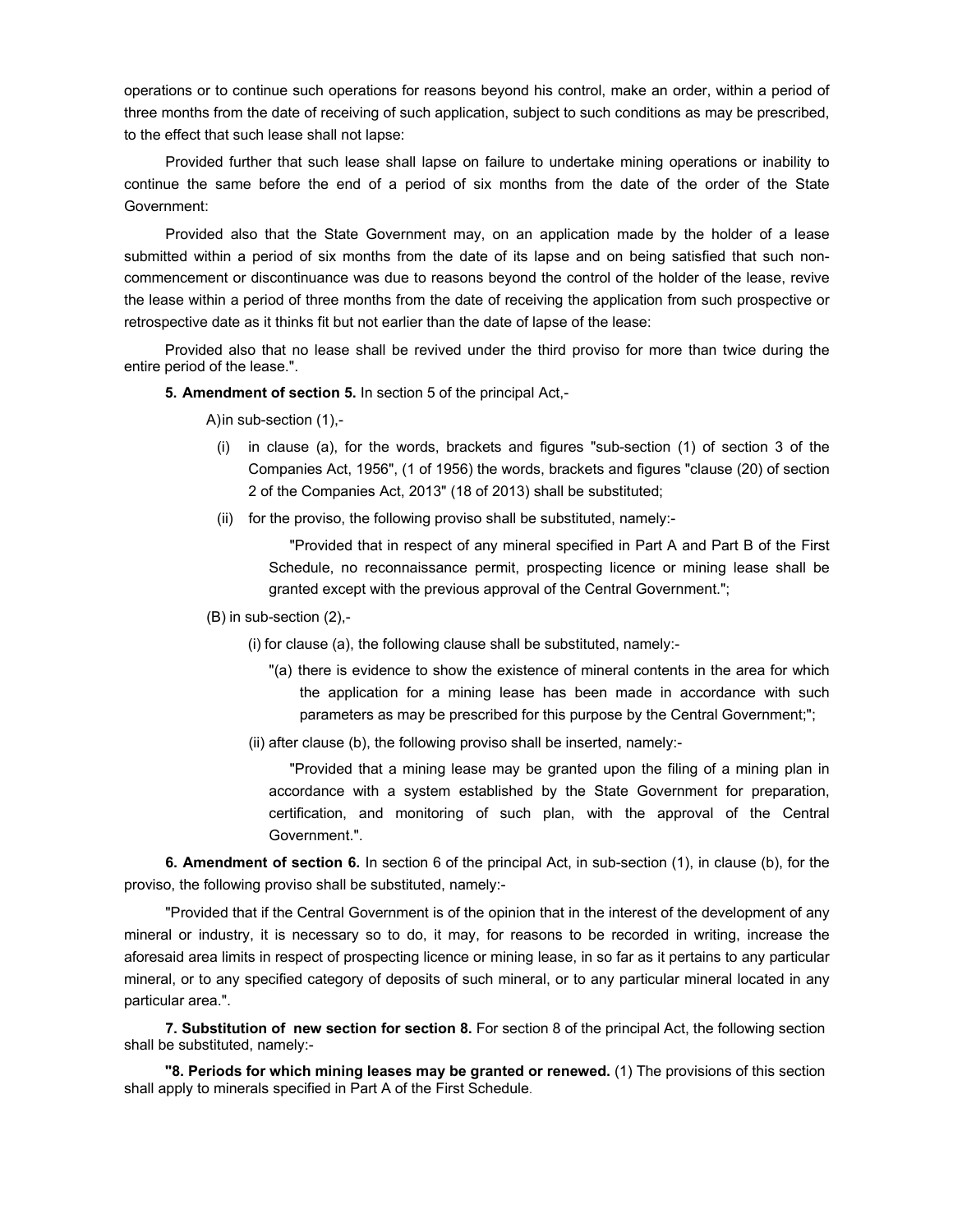operations or to continue such operations for reasons beyond his control, make an order, within a period of three months from the date of receiving of such application, subject to such conditions as may be prescribed, to the effect that such lease shall not lapse:

Provided further that such lease shall lapse on failure to undertake mining operations or inability to continue the same before the end of a period of six months from the date of the order of the State Government:

Provided also that the State Government may, on an application made by the holder of a lease submitted within a period of six months from the date of its lapse and on being satisfied that such non-commencement or discontinuance was due to reasons beyond the control of the holder of the lease, revive the lease within a period of three months from the date of receiving the application from such prospective or retrospective date as it thinks fit but not earlier than the date of lapse of the lease:

Provided also that no lease shall be revived under the third proviso for more than twice during the entire period of the lease.".

**5. Amendment of section 5.** In section 5 of the principal Act,-

A) in sub-section (1),-

(i) in clause (a), for the words, brackets and figures "sub-section (1) of section 3 of the Companies Act, 1956", (1 of 1956) the words, brackets and figures "clause (20) of section 2 of the Companies Act, 2013" (18 of 2013) shall be substituted;

(ii) for the proviso, the following proviso shall be substituted, namely:-

"Provided that in respect of any mineral specified in Part A and Part B of the First Schedule, no reconnaissance permit, prospecting licence or mining lease shall be granted except with the previous approval of the Central Government.";

(B) in sub-section (2),-

(i) for clause (a), the following clause shall be substituted, namely:-

"(a) there is evidence to show the existence of mineral contents in the area for which the application for a mining lease has been made in accordance with such parameters as may be prescribed for this purpose by the Central Government;";

(ii) after clause (b), the following proviso shall be inserted, namely:-

"Provided that a mining lease may be granted upon the filing of a mining plan in accordance with a system established by the State Government for preparation, certification, and monitoring of such plan, with the approval of the Central Government.".

**6. Amendment of section 6.** In section 6 of the principal Act, in sub-section (1), in clause (b), for the proviso, the following proviso shall be substituted, namely:-

"Provided that if the Central Government is of the opinion that in the interest of the development of any mineral or industry, it is necessary so to do, it may, for reasons to be recorded in writing, increase the aforesaid area limits in respect of prospecting licence or mining lease, in so far as it pertains to any particular mineral, or to any specified category of deposits of such mineral, or to any particular mineral located in any particular area.".

**7. Substitution of new section for section 8.** For section 8 of the principal Act, the following section shall be substituted, namely:-

**"8. Periods for which mining leases may be granted or renewed.** (1) The provisions of this section shall apply to minerals specified in Part A of the First Schedule.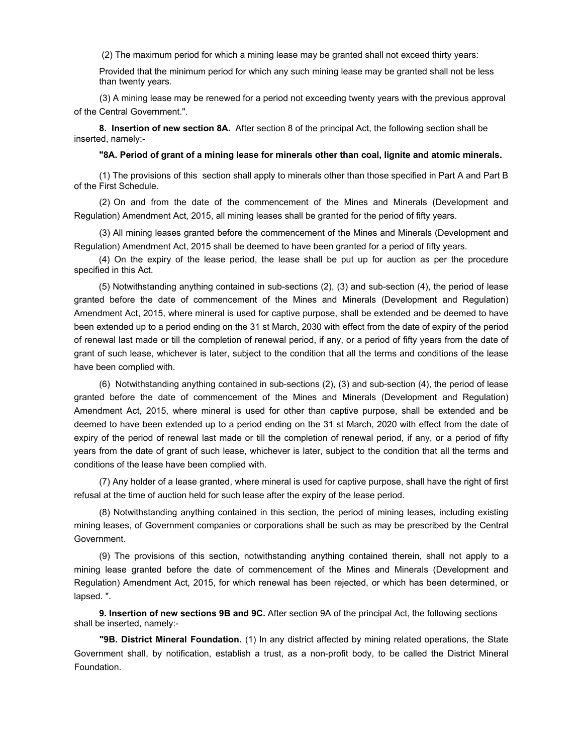(2) The maximum period for which a mining lease may be granted shall not exceed thirty years:

Provided that the minimum period for which any such mining lease may be granted shall not be less than twenty years.

(3) A mining lease may be renewed for a period not exceeding twenty years with the previous approval of the Central Government.".

**8. Insertion of new section 8A.** After section 8 of the principal Act, the following section shall be inserted, namely:-

**"8A. Period of grant of a mining lease for minerals other than coal, lignite and atomic minerals.**

(1) The provisions of this section shall apply to minerals other than those specified in Part A and Part B of the First Schedule.

(2) On and from the date of the commencement of the Mines and Minerals (Development and Regulation) Amendment Act, 2015, all mining leases shall be granted for the period of fifty years.

(3) All mining leases granted before the commencement of the Mines and Minerals (Development and Regulation) Amendment Act, 2015 shall be deemed to have been granted for a period of fifty years.

(4) On the expiry of the lease period, the lease shall be put up for auction as per the procedure specified in this Act.

(5) Notwithstanding anything contained in sub-sections (2), (3) and sub-section (4), the period of lease granted before the date of commencement of the Mines and Minerals (Development and Regulation) Amendment Act, 2015, where mineral is used for captive purpose, shall be extended and be deemed to have been extended up to a period ending on the 31 st March, 2030 with effect from the date of expiry of the period of renewal last made or till the completion of renewal period, if any, or a period of fifty years from the date of grant of such lease, whichever is later, subject to the condition that all the terms and conditions of the lease have been complied with.

(6) Notwithstanding anything contained in sub-sections (2), (3) and sub-section (4), the period of lease granted before the date of commencement of the Mines and Minerals (Development and Regulation) Amendment Act, 2015, where mineral is used for other than captive purpose, shall be extended and be deemed to have been extended up to a period ending on the 31 st March, 2020 with effect from the date of expiry of the period of renewal last made or till the completion of renewal period, if any, or a period of fifty years from the date of grant of such lease, whichever is later, subject to the condition that all the terms and conditions of the lease have been complied with.

(7) Any holder of a lease granted, where mineral is used for captive purpose, shall have the right of first refusal at the time of auction held for such lease after the expiry of the lease period.

(8) Notwithstanding anything contained in this section, the period of mining leases, including existing mining leases, of Government companies or corporations shall be such as may be prescribed by the Central Government.

(9) The provisions of this section, notwithstanding anything contained therein, shall not apply to a mining lease granted before the date of commencement of the Mines and Minerals (Development and Regulation) Amendment Act, 2015, for which renewal has been rejected, or which has been determined, or lapsed. ".

**9. Insertion of new sections 9B and 9C.** After section 9A of the principal Act, the following sections shall be inserted, namely:-

**"9B. District Mineral Foundation.** (1) In any district affected by mining related operations, the State Government shall, by notification, establish a trust, as a non-profit body, to be called the District Mineral Foundation.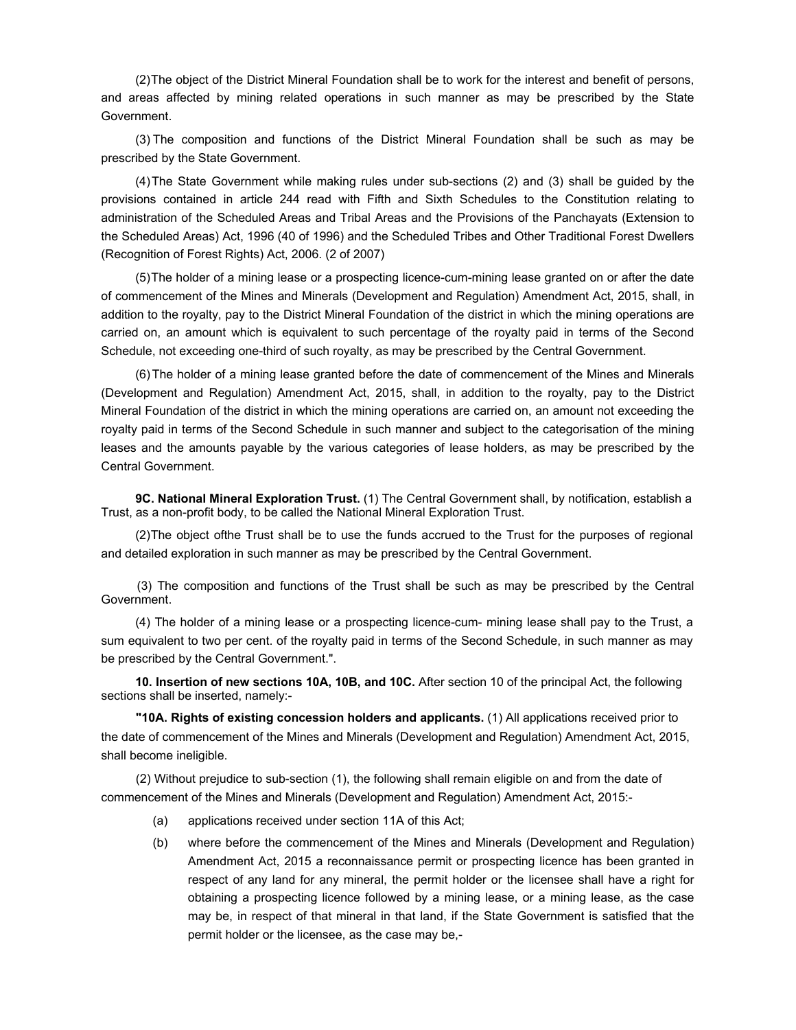(2) The object of the District Mineral Foundation shall be to work for the interest and benefit of persons, and areas affected by mining related operations in such manner as may be prescribed by the State Government.

(3) The composition and functions of the District Mineral Foundation shall be such as may be prescribed by the State Government.

(4) The State Government while making rules under sub-sections (2) and (3) shall be guided by the provisions contained in article 244 read with Fifth and Sixth Schedules to the Constitution relating to administration of the Scheduled Areas and Tribal Areas and the Provisions of the Panchayats (Extension to the Scheduled Areas) Act, 1996 (40 of 1996) and the Scheduled Tribes and Other Traditional Forest Dwellers (Recognition of Forest Rights) Act, 2006. (2 of 2007)

(5) The holder of a mining lease or a prospecting licence-cum-mining lease granted on or after the date of commencement of the Mines and Minerals (Development and Regulation) Amendment Act, 2015, shall, in addition to the royalty, pay to the District Mineral Foundation of the district in which the mining operations are carried on, an amount which is equivalent to such percentage of the royalty paid in terms of the Second Schedule, not exceeding one-third of such royalty, as may be prescribed by the Central Government.

(6) The holder of a mining lease granted before the date of commencement of the Mines and Minerals (Development and Regulation) Amendment Act, 2015, shall, in addition to the royalty, pay to the District Mineral Foundation of the district in which the mining operations are carried on, an amount not exceeding the royalty paid in terms of the Second Schedule in such manner and subject to the categorisation of the mining leases and the amounts payable by the various categories of lease holders, as may be prescribed by the Central Government.

**9C. National Mineral Exploration Trust.** (1) The Central Government shall, by notification, establish a Trust, as a non-profit body, to be called the National Mineral Exploration Trust.

(2) The object ofthe Trust shall be to use the funds accrued to the Trust for the purposes of regional and detailed exploration in such manner as may be prescribed by the Central Government.

(3) The composition and functions of the Trust shall be such as may be prescribed by the Central Government.

(4) The holder of a mining lease or a prospecting licence-cum- mining lease shall pay to the Trust, a sum equivalent to two per cent. of the royalty paid in terms of the Second Schedule, in such manner as may be prescribed by the Central Government.".

**10. Insertion of new sections 10A, 10B, and 10C.** After section 10 of the principal Act, the following sections shall be inserted, namely:-

**"10A. Rights of existing concession holders and applicants.** (1) All applications received prior to the date of commencement of the Mines and Minerals (Development and Regulation) Amendment Act, 2015, shall become ineligible.

(2) Without prejudice to sub-section (1), the following shall remain eligible on and from the date of commencement of the Mines and Minerals (Development and Regulation) Amendment Act, 2015:-

- (a) applications received under section 11A of this Act;
- (b) where before the commencement of the Mines and Minerals (Development and Regulation) Amendment Act, 2015 a reconnaissance permit or prospecting licence has been granted in respect of any land for any mineral, the permit holder or the licensee shall have a right for obtaining a prospecting licence followed by a mining lease, or a mining lease, as the case may be, in respect of that mineral in that land, if the State Government is satisfied that the permit holder or the licensee, as the case may be,-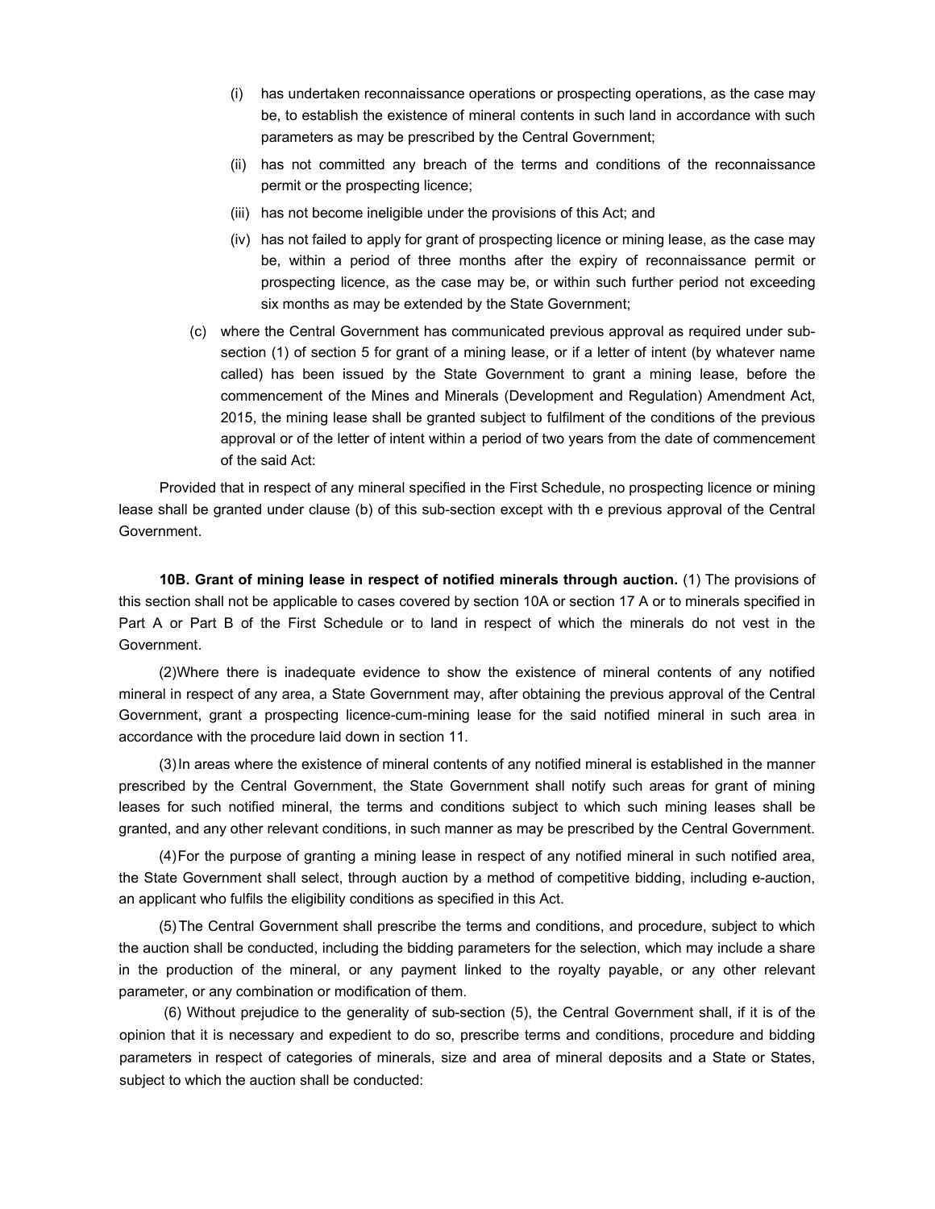(i) has undertaken reconnaissance operations or prospecting operations, as the case may be, to establish the existence of mineral contents in such land in accordance with such parameters as may be prescribed by the Central Government;

(ii) has not committed any breach of the terms and conditions of the reconnaissance permit or the prospecting licence;

(iii) has not become ineligible under the provisions of this Act; and

(iv) has not failed to apply for grant of prospecting licence or mining lease, as the case may be, within a period of three months after the expiry of reconnaissance permit or prospecting licence, as the case may be, or within such further period not exceeding six months as may be extended by the State Government;

(c) where the Central Government has communicated previous approval as required under sub-section (1) of section 5 for grant of a mining lease, or if a letter of intent (by whatever name called) has been issued by the State Government to grant a mining lease, before the commencement of the Mines and Minerals (Development and Regulation) Amendment Act, 2015, the mining lease shall be granted subject to fulfilment of the conditions of the previous approval or of the letter of intent within a period of two years from the date of commencement of the said Act:

Provided that in respect of any mineral specified in the First Schedule, no prospecting licence or mining lease shall be granted under clause (b) of this sub-section except with th e previous approval of the Central Government.

**10B. Grant of mining lease in respect of notified minerals through auction.** (1) The provisions of this section shall not be applicable to cases covered by section 10A or section 17 A or to minerals specified in Part A or Part B of the First Schedule or to land in respect of which the minerals do not vest in the Government.

(2) Where there is inadequate evidence to show the existence of mineral contents of any notified mineral in respect of any area, a State Government may, after obtaining the previous approval of the Central Government, grant a prospecting licence-cum-mining lease for the said notified mineral in such area in accordance with the procedure laid down in section 11.

(3) In areas where the existence of mineral contents of any notified mineral is established in the manner prescribed by the Central Government, the State Government shall notify such areas for grant of mining leases for such notified mineral, the terms and conditions subject to which such mining leases shall be granted, and any other relevant conditions, in such manner as may be prescribed by the Central Government.

(4) For the purpose of granting a mining lease in respect of any notified mineral in such notified area, the State Government shall select, through auction by a method of competitive bidding, including e-auction, an applicant who fulfils the eligibility conditions as specified in this Act.

(5) The Central Government shall prescribe the terms and conditions, and procedure, subject to which the auction shall be conducted, including the bidding parameters for the selection, which may include a share in the production of the mineral, or any payment linked to the royalty payable, or any other relevant parameter, or any combination or modification of them.

(6) Without prejudice to the generality of sub-section (5), the Central Government shall, if it is of the opinion that it is necessary and expedient to do so, prescribe terms and conditions, procedure and bidding parameters in respect of categories of minerals, size and area of mineral deposits and a State or States, subject to which the auction shall be conducted: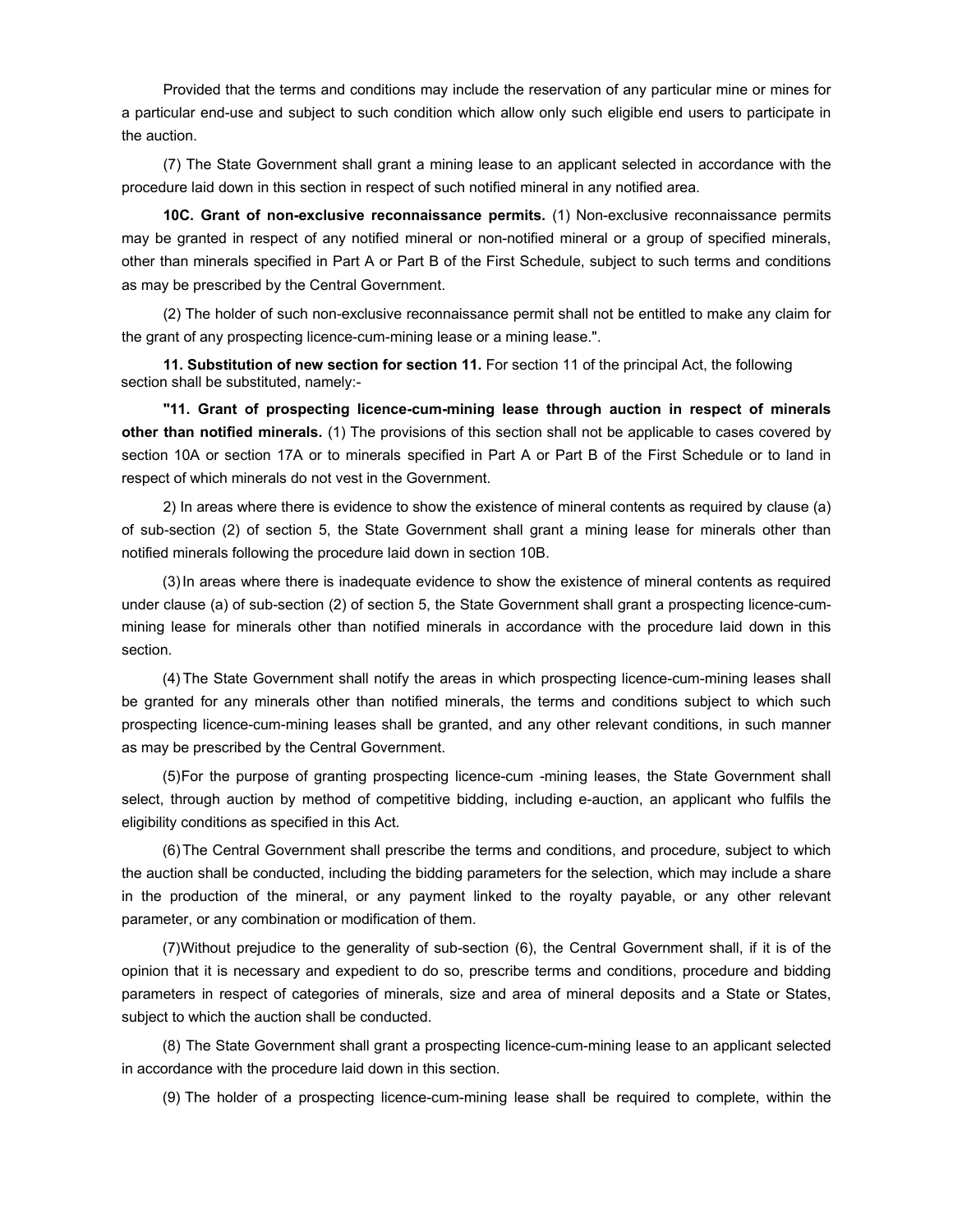Provided that the terms and conditions may include the reservation of any particular mine or mines for a particular end-use and subject to such condition which allow only such eligible end users to participate in the auction.

(7) The State Government shall grant a mining lease to an applicant selected in accordance with the procedure laid down in this section in respect of such notified mineral in any notified area.

**10C. Grant of non-exclusive reconnaissance permits.** (1) Non-exclusive reconnaissance permits may be granted in respect of any notified mineral or non-notified mineral or a group of specified minerals, other than minerals specified in Part A or Part B of the First Schedule, subject to such terms and conditions as may be prescribed by the Central Government.

(2) The holder of such non-exclusive reconnaissance permit shall not be entitled to make any claim for the grant of any prospecting licence-cum-mining lease or a mining lease.".

**11. Substitution of new section for section 11.** For section 11 of the principal Act, the following section shall be substituted, namely:-

**"11. Grant of prospecting licence-cum-mining lease through auction in respect of minerals other than notified minerals.** (1) The provisions of this section shall not be applicable to cases covered by section 10A or section 17A or to minerals specified in Part A or Part B of the First Schedule or to land in respect of which minerals do not vest in the Government.

2) In areas where there is evidence to show the existence of mineral contents as required by clause (a) of sub-section (2) of section 5, the State Government shall grant a mining lease for minerals other than notified minerals following the procedure laid down in section 10B.

(3) In areas where there is inadequate evidence to show the existence of mineral contents as required under clause (a) of sub-section (2) of section 5, the State Government shall grant a prospecting licence-cum-mining lease for minerals other than notified minerals in accordance with the procedure laid down in this section.

(4) The State Government shall notify the areas in which prospecting licence-cum-mining leases shall be granted for any minerals other than notified minerals, the terms and conditions subject to which such prospecting licence-cum-mining leases shall be granted, and any other relevant conditions, in such manner as may be prescribed by the Central Government.

(5) For the purpose of granting prospecting licence-cum -mining leases, the State Government shall select, through auction by method of competitive bidding, including e-auction, an applicant who fulfils the eligibility conditions as specified in this Act.

(6) The Central Government shall prescribe the terms and conditions, and procedure, subject to which the auction shall be conducted, including the bidding parameters for the selection, which may include a share in the production of the mineral, or any payment linked to the royalty payable, or any other relevant parameter, or any combination or modification of them.

(7) Without prejudice to the generality of sub-section (6), the Central Government shall, if it is of the opinion that it is necessary and expedient to do so, prescribe terms and conditions, procedure and bidding parameters in respect of categories of minerals, size and area of mineral deposits and a State or States, subject to which the auction shall be conducted.

(8) The State Government shall grant a prospecting licence-cum-mining lease to an applicant selected in accordance with the procedure laid down in this section.

(9) The holder of a prospecting licence-cum-mining lease shall be required to complete, within the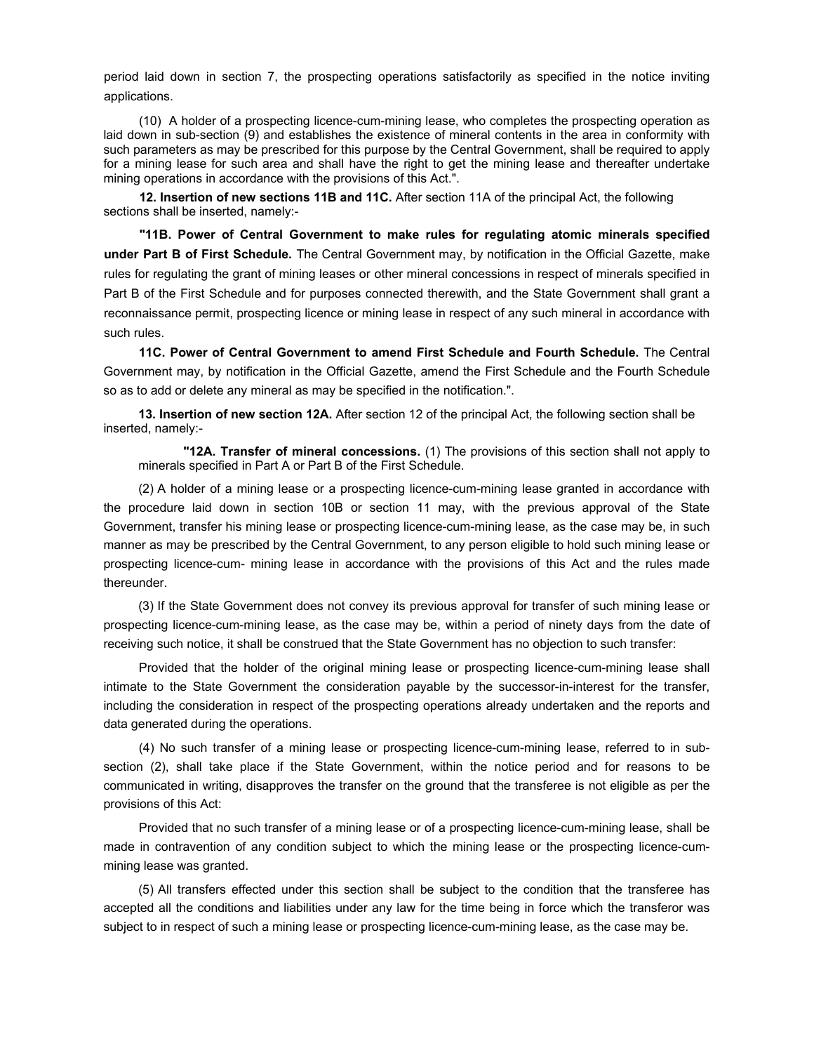period laid down in section 7, the prospecting operations satisfactorily as specified in the notice inviting applications.

(10) A holder of a prospecting licence-cum-mining lease, who completes the prospecting operation as laid down in sub-section (9) and establishes the existence of mineral contents in the area in conformity with such parameters as may be prescribed for this purpose by the Central Government, shall be required to apply for a mining lease for such area and shall have the right to get the mining lease and thereafter undertake mining operations in accordance with the provisions of this Act.".

**12. Insertion of new sections 11B and 11C.** After section 11A of the principal Act, the following sections shall be inserted, namely:-

**"11B. Power of Central Government to make rules for regulating atomic minerals specified under Part B of First Schedule.** The Central Government may, by notification in the Official Gazette, make rules for regulating the grant of mining leases or other mineral concessions in respect of minerals specified in Part B of the First Schedule and for purposes connected therewith, and the State Government shall grant a reconnaissance permit, prospecting licence or mining lease in respect of any such mineral in accordance with such rules.

**11C. Power of Central Government to amend First Schedule and Fourth Schedule.** The Central Government may, by notification in the Official Gazette, amend the First Schedule and the Fourth Schedule so as to add or delete any mineral as may be specified in the notification.".

**13. Insertion of new section 12A.** After section 12 of the principal Act, the following section shall be inserted, namely:-

**"12A. Transfer of mineral concessions.** (1) The provisions of this section shall not apply to minerals specified in Part A or Part B of the First Schedule.

(2) A holder of a mining lease or a prospecting licence-cum-mining lease granted in accordance with the procedure laid down in section 10B or section 11 may, with the previous approval of the State Government, transfer his mining lease or prospecting licence-cum-mining lease, as the case may be, in such manner as may be prescribed by the Central Government, to any person eligible to hold such mining lease or prospecting licence-cum- mining lease in accordance with the provisions of this Act and the rules made thereunder.

(3) If the State Government does not convey its previous approval for transfer of such mining lease or prospecting licence-cum-mining lease, as the case may be, within a period of ninety days from the date of receiving such notice, it shall be construed that the State Government has no objection to such transfer:

Provided that the holder of the original mining lease or prospecting licence-cum-mining lease shall intimate to the State Government the consideration payable by the successor-in-interest for the transfer, including the consideration in respect of the prospecting operations already undertaken and the reports and data generated during the operations.

(4) No such transfer of a mining lease or prospecting licence-cum-mining lease, referred to in sub-section (2), shall take place if the State Government, within the notice period and for reasons to be communicated in writing, disapproves the transfer on the ground that the transferee is not eligible as per the provisions of this Act:

Provided that no such transfer of a mining lease or of a prospecting licence-cum-mining lease, shall be made in contravention of any condition subject to which the mining lease or the prospecting licence-cum-mining lease was granted.

(5) All transfers effected under this section shall be subject to the condition that the transferee has accepted all the conditions and liabilities under any law for the time being in force which the transferor was subject to in respect of such a mining lease or prospecting licence-cum-mining lease, as the case may be.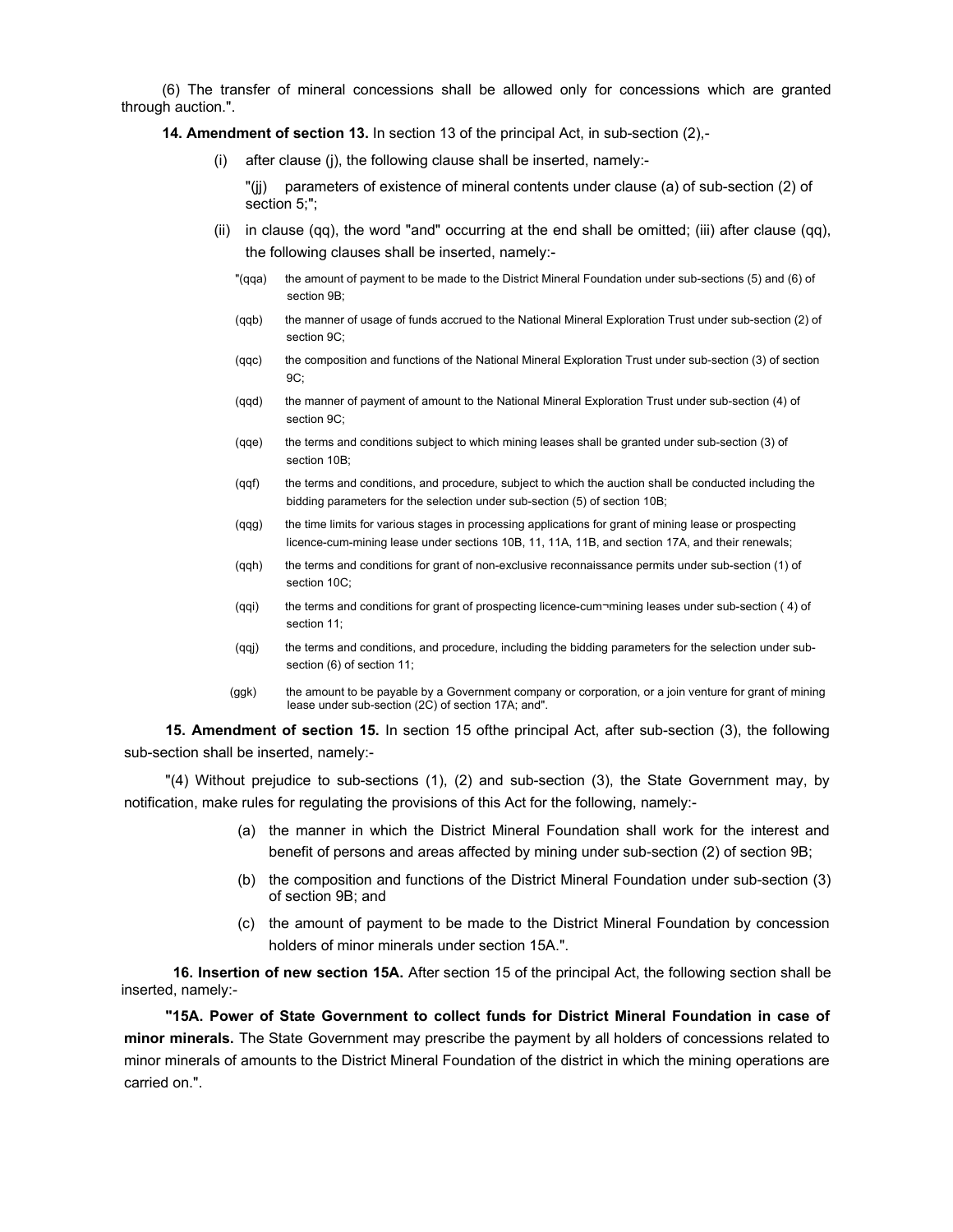(6) The transfer of mineral concessions shall be allowed only for concessions which are granted through auction.".

**14. Amendment of section 13.** In section 13 of the principal Act, in sub-section (2),-

(i) after clause (j), the following clause shall be inserted, namely:-

"(jj) parameters of existence of mineral contents under clause (a) of sub-section (2) of section 5;";

(ii) in clause (qq), the word "and" occurring at the end shall be omitted; (iii) after clause (qq), the following clauses shall be inserted, namely:-

"(qqa) the amount of payment to be made to the District Mineral Foundation under sub-sections (5) and (6) of section 9B;

(qqb) the manner of usage of funds accrued to the National Mineral Exploration Trust under sub-section (2) of section 9C;

(qqc) the composition and functions of the National Mineral Exploration Trust under sub-section (3) of section 9C;

(qqd) the manner of payment of amount to the National Mineral Exploration Trust under sub-section (4) of section 9C;

(qqe) the terms and conditions subject to which mining leases shall be granted under sub-section (3) of section 10B;

(qqf) the terms and conditions, and procedure, subject to which the auction shall be conducted including the bidding parameters for the selection under sub-section (5) of section 10B;

(qqg) the time limits for various stages in processing applications for grant of mining lease or prospecting licence-cum-mining lease under sections 10B, 11, 11A, 11B, and section 17A, and their renewals;

(qqh) the terms and conditions for grant of non-exclusive reconnaissance permits under sub-section (1) of section 10C;

(qqi) the terms and conditions for grant of prospecting licence-cum¬mining leases under sub-section ( 4) of section 11;

(qqj) the terms and conditions, and procedure, including the bidding parameters for the selection under sub-section (6) of section 11;

(ggk) the amount to be payable by a Government company or corporation, or a join venture for grant of mining lease under sub-section (2C) of section 17A; and".

**15. Amendment of section 15.** In section 15 ofthe principal Act, after sub-section (3), the following sub-section shall be inserted, namely:-

"(4) Without prejudice to sub-sections (1), (2) and sub-section (3), the State Government may, by notification, make rules for regulating the provisions of this Act for the following, namely:-

(a) the manner in which the District Mineral Foundation shall work for the interest and benefit of persons and areas affected by mining under sub-section (2) of section 9B;

(b) the composition and functions of the District Mineral Foundation under sub-section (3) of section 9B; and

(c) the amount of payment to be made to the District Mineral Foundation by concession holders of minor minerals under section 15A.".

**16. Insertion of new section 15A.** After section 15 of the principal Act, the following section shall be inserted, namely:-

**"15A. Power of State Government to collect funds for District Mineral Foundation in case of minor minerals.** The State Government may prescribe the payment by all holders of concessions related to minor minerals of amounts to the District Mineral Foundation of the district in which the mining operations are carried on.".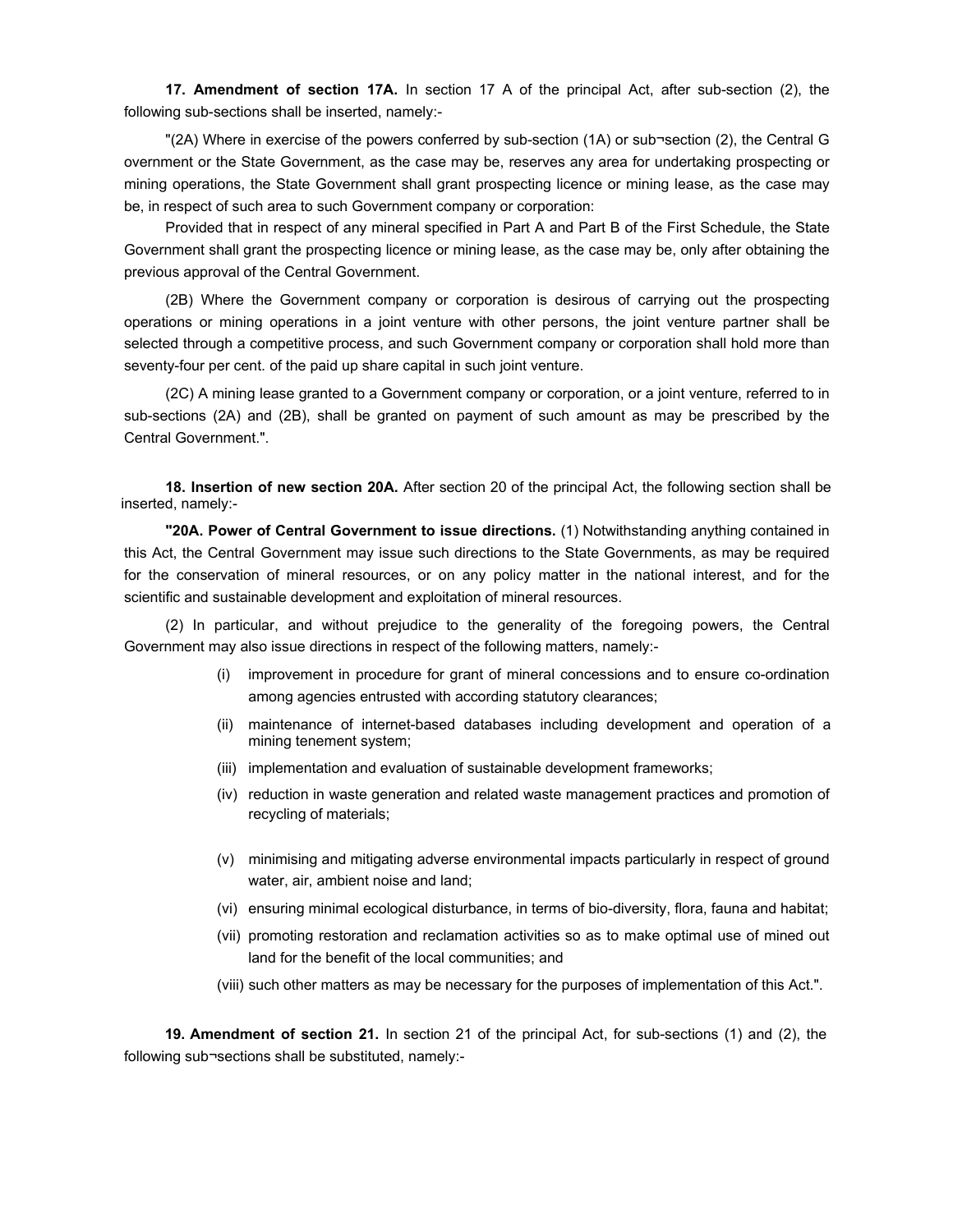**17. Amendment of section 17A.** In section 17 A of the principal Act, after sub-section (2), the following sub-sections shall be inserted, namely:-

"(2A) Where in exercise of the powers conferred by sub-section (1A) or sub¬section (2), the Central G overnment or the State Government, as the case may be, reserves any area for undertaking prospecting or mining operations, the State Government shall grant prospecting licence or mining lease, as the case may be, in respect of such area to such Government company or corporation:

Provided that in respect of any mineral specified in Part A and Part B of the First Schedule, the State Government shall grant the prospecting licence or mining lease, as the case may be, only after obtaining the previous approval of the Central Government.

(2B) Where the Government company or corporation is desirous of carrying out the prospecting operations or mining operations in a joint venture with other persons, the joint venture partner shall be selected through a competitive process, and such Government company or corporation shall hold more than seventy-four per cent. of the paid up share capital in such joint venture.

(2C) A mining lease granted to a Government company or corporation, or a joint venture, referred to in sub-sections (2A) and (2B), shall be granted on payment of such amount as may be prescribed by the Central Government.".

**18. Insertion of new section 20A.** After section 20 of the principal Act, the following section shall be inserted, namely:-

**"20A. Power of Central Government to issue directions.** (1) Notwithstanding anything contained in this Act, the Central Government may issue such directions to the State Governments, as may be required for the conservation of mineral resources, or on any policy matter in the national interest, and for the scientific and sustainable development and exploitation of mineral resources.

(2) In particular, and without prejudice to the generality of the foregoing powers, the Central Government may also issue directions in respect of the following matters, namely:-

(i) improvement in procedure for grant of mineral concessions and to ensure co-ordination among agencies entrusted with according statutory clearances;

(ii) maintenance of internet-based databases including development and operation of a mining tenement system;

(iii) implementation and evaluation of sustainable development frameworks;

(iv) reduction in waste generation and related waste management practices and promotion of recycling of materials;

(v) minimising and mitigating adverse environmental impacts particularly in respect of ground water, air, ambient noise and land;

(vi) ensuring minimal ecological disturbance, in terms of bio-diversity, flora, fauna and habitat;

(vii) promoting restoration and reclamation activities so as to make optimal use of mined out land for the benefit of the local communities; and

(viii) such other matters as may be necessary for the purposes of implementation of this Act.".

**19. Amendment of section 21.** In section 21 of the principal Act, for sub-sections (1) and (2), the following sub¬sections shall be substituted, namely:-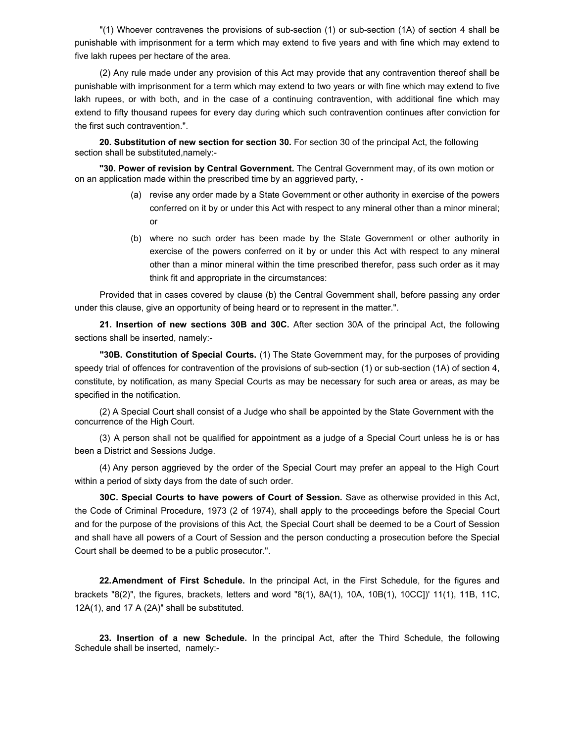"(1) Whoever contravenes the provisions of sub-section (1) or sub-section (1A) of section 4 shall be punishable with imprisonment for a term which may extend to five years and with fine which may extend to five lakh rupees per hectare of the area.

(2) Any rule made under any provision of this Act may provide that any contravention thereof shall be punishable with imprisonment for a term which may extend to two years or with fine which may extend to five lakh rupees, or with both, and in the case of a continuing contravention, with additional fine which may extend to fifty thousand rupees for every day during which such contravention continues after conviction for the first such contravention.".

**20. Substitution of new section for section 30.** For section 30 of the principal Act, the following section shall be substituted,namely:-

**"30. Power of revision by Central Government.** The Central Government may, of its own motion or on an application made within the prescribed time by an aggrieved party, -

(a) revise any order made by a State Government or other authority in exercise of the powers conferred on it by or under this Act with respect to any mineral other than a minor mineral; or

(b) where no such order has been made by the State Government or other authority in exercise of the powers conferred on it by or under this Act with respect to any mineral other than a minor mineral within the time prescribed therefor, pass such order as it may think fit and appropriate in the circumstances:

Provided that in cases covered by clause (b) the Central Government shall, before passing any order under this clause, give an opportunity of being heard or to represent in the matter.".

**21. Insertion of new sections 30B and 30C.** After section 30A of the principal Act, the following sections shall be inserted, namely:-

**"30B. Constitution of Special Courts.** (1) The State Government may, for the purposes of providing speedy trial of offences for contravention of the provisions of sub-section (1) or sub-section (1A) of section 4, constitute, by notification, as many Special Courts as may be necessary for such area or areas, as may be specified in the notification.

(2) A Special Court shall consist of a Judge who shall be appointed by the State Government with the concurrence of the High Court.

(3) A person shall not be qualified for appointment as a judge of a Special Court unless he is or has been a District and Sessions Judge.

(4) Any person aggrieved by the order of the Special Court may prefer an appeal to the High Court within a period of sixty days from the date of such order.

**30C. Special Courts to have powers of Court of Session.** Save as otherwise provided in this Act, the Code of Criminal Procedure, 1973 (2 of 1974), shall apply to the proceedings before the Special Court and for the purpose of the provisions of this Act, the Special Court shall be deemed to be a Court of Session and shall have all powers of a Court of Session and the person conducting a prosecution before the Special Court shall be deemed to be a public prosecutor.".

**22.Amendment of First Schedule.** In the principal Act, in the First Schedule, for the figures and brackets "8(2)", the figures, brackets, letters and word "8(1), 8A(1), 10A, 10B(1), 10CC])' 11(1), 11B, 11C, 12A(1), and 17 A (2A)" shall be substituted.

**23. Insertion of a new Schedule.** In the principal Act, after the Third Schedule, the following Schedule shall be inserted, namely:-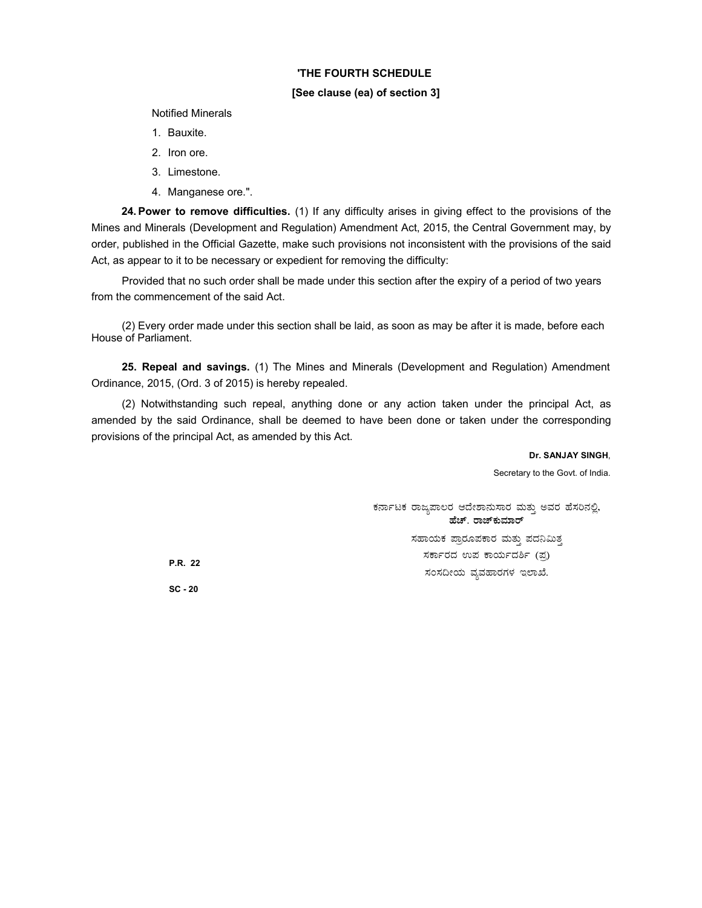**'THE FOURTH SCHEDULE**

**[See clause (ea) of section 3]**

Notified Minerals

1. Bauxite.
2. Iron ore.
3. Limestone.
4. Manganese ore.".

**24. Power to remove difficulties.** (1) If any difficulty arises in giving effect to the provisions of the Mines and Minerals (Development and Regulation) Amendment Act, 2015, the Central Government may, by order, published in the Official Gazette, make such provisions not inconsistent with the provisions of the said Act, as appear to it to be necessary or expedient for removing the difficulty:

Provided that no such order shall be made under this section after the expiry of a period of two years from the commencement of the said Act.

(2) Every order made under this section shall be laid, as soon as may be after it is made, before each House of Parliament.

**25. Repeal and savings.** (1) The Mines and Minerals (Development and Regulation) Amendment Ordinance, 2015, (Ord. 3 of 2015) is hereby repealed.

(2) Notwithstanding such repeal, anything done or any action taken under the principal Act, as amended by the said Ordinance, shall be deemed to have been done or taken under the corresponding provisions of the principal Act, as amended by this Act.

**Dr. SANJAY SINGH**,

Secretary to the Govt. of India.

ಕರ್ನಾಟಕ ರಾಜ್ಯಪಾಲರ ಆದೇಶಾನುಸಾರ ಮತ್ತು ಅವರ ಹೆಸರಿನಲ್ಲಿ,

**ಹೆಚ್. ರಾಜ್‌ಕುಮಾರ್**

ಸಹಾಯಕ ಪ್ರಾರೂಪಕಾರ ಮತ್ತು ಪದನಿಮಿತ್ತ

ಸರ್ಕಾರದ ಉಪ ಕಾರ್ಯದರ್ಶಿ (ಪ್ರ)

ಸಂಸದೀಯ ವ್ಯವಹಾರಗಳ ಇಲಾಖೆ.

**P.R. 22**

**SC - 20**